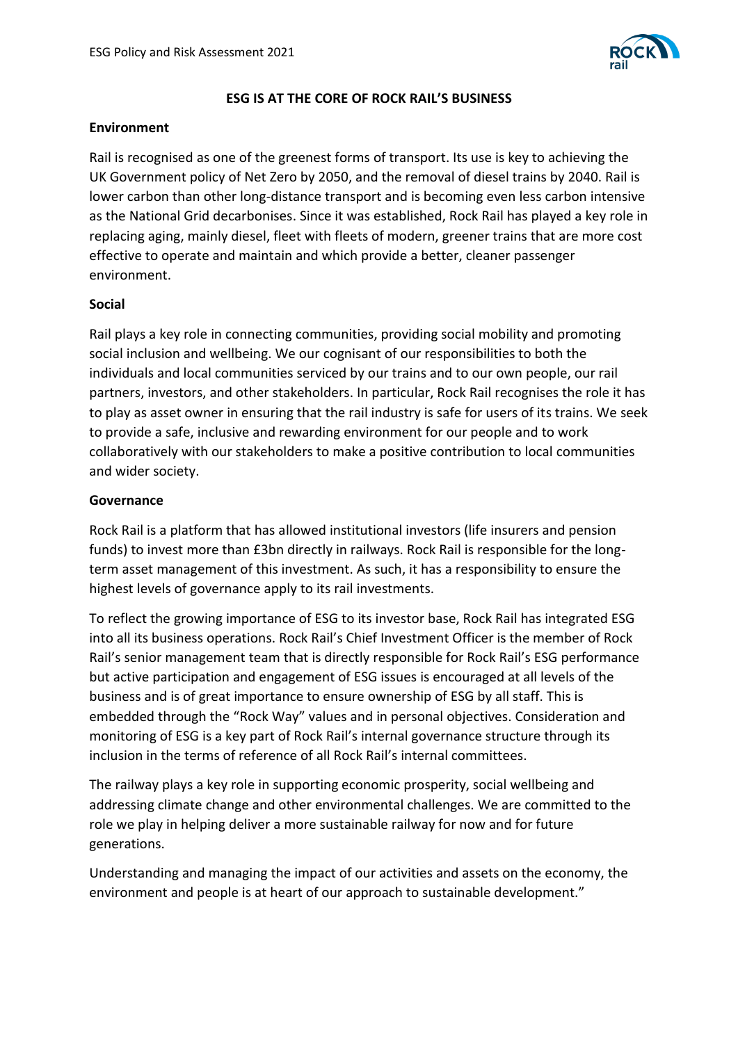# ESG IS AT THE CORE OF ROCK RAIL'S BUSINESS

## Environment

Rail is recognised as one of the greenest forms of transport. Its use is key to achieving the UK Government policy of Net Zero by 2050, and the removal of diesel trains by 2040. Rail is lower carbon than other long-distance transport and is becoming even less carbon intensive as the National Grid decarbonises. Since it was established, Rock Rail has played a key role in replacing aging, mainly diesel, fleet with fleets of modern, greener trains that are more cost effective to operate and maintain and which provide a better, cleaner passenger environment.

## Social

Rail plays a key role in connecting communities, providing social mobility and promoting social inclusion and wellbeing. We our cognisant of our responsibilities to both the individuals and local communities serviced by our trains and to our own people, our rail partners, investors, and other stakeholders. In particular, Rock Rail recognises the role it has to play as asset owner in ensuring that the rail industry is safe for users of its trains. We seek to provide a safe, inclusive and rewarding environment for our people and to work collaboratively with our stakeholders to make a positive contribution to local communities and wider society.

## Governance

Rock Rail is a platform that has allowed institutional investors (life insurers and pension funds) to invest more than £3bn directly in railways. Rock Rail is responsible for the long-term asset management of this investment. As such, it has a responsibility to ensure the highest levels of governance apply to its rail investments.

To reflect the growing importance of ESG to its investor base, Rock Rail has integrated ESG into all its business operations. Rock Rail's Chief Investment Officer is the member of Rock Rail's senior management team that is directly responsible for Rock Rail's ESG performance but active participation and engagement of ESG issues is encouraged at all levels of the business and is of great importance to ensure ownership of ESG by all staff. This is embedded through the "Rock Way" values and in personal objectives. Consideration and monitoring of ESG is a key part of Rock Rail's internal governance structure through its inclusion in the terms of reference of all Rock Rail's internal committees.

The railway plays a key role in supporting economic prosperity, social wellbeing and addressing climate change and other environmental challenges. We are committed to the role we play in helping deliver a more sustainable railway for now and for future generations.

Understanding and managing the impact of our activities and assets on the economy, the environment and people is at heart of our approach to sustainable development."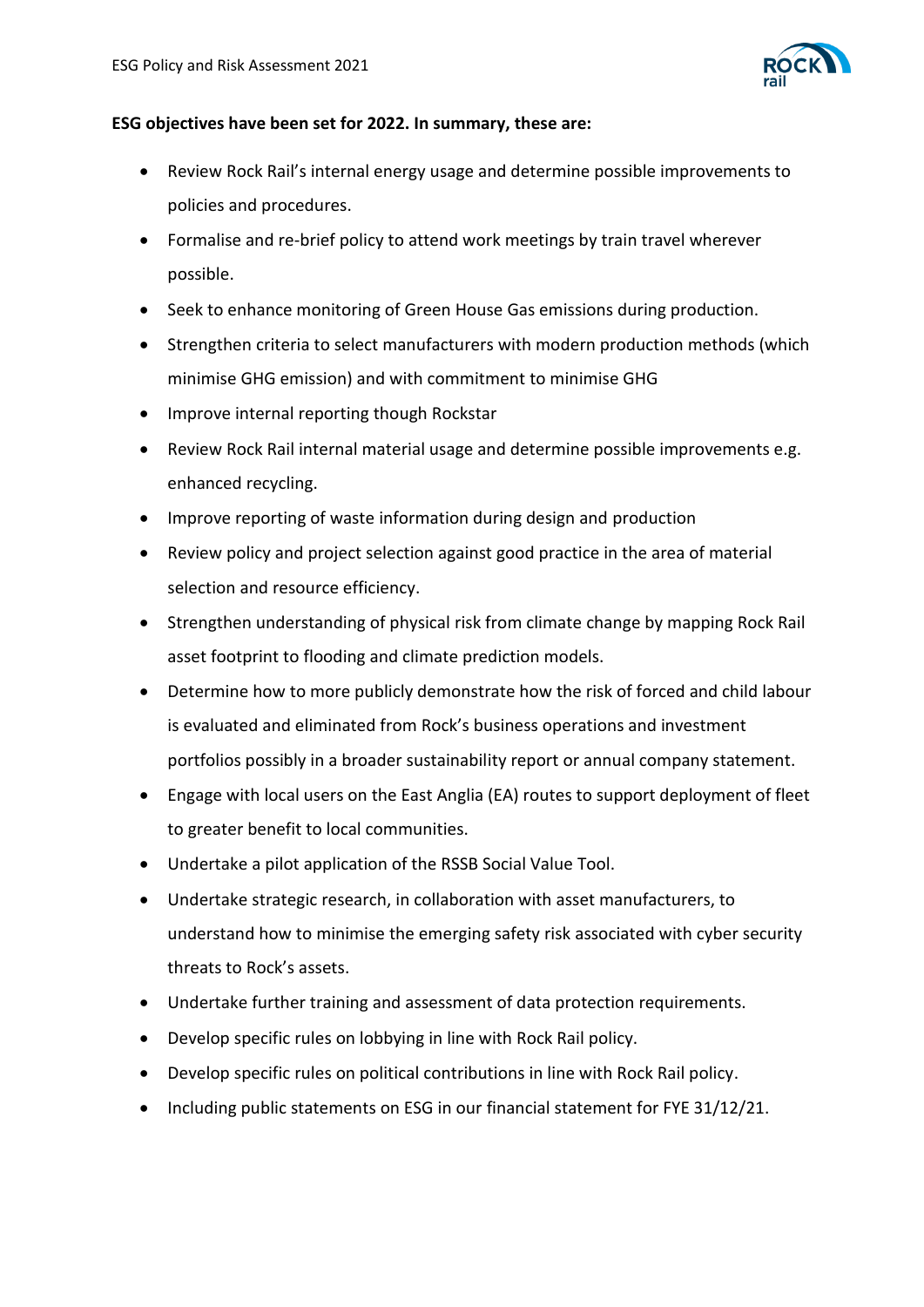**ESG objectives have been set for 2022. In summary, these are:**

- Review Rock Rail's internal energy usage and determine possible improvements to policies and procedures.
- Formalise and re-brief policy to attend work meetings by train travel wherever possible.
- Seek to enhance monitoring of Green House Gas emissions during production.
- Strengthen criteria to select manufacturers with modern production methods (which minimise GHG emission) and with commitment to minimise GHG
- Improve internal reporting though Rockstar
- Review Rock Rail internal material usage and determine possible improvements e.g. enhanced recycling.
- Improve reporting of waste information during design and production
- Review policy and project selection against good practice in the area of material selection and resource efficiency.
- Strengthen understanding of physical risk from climate change by mapping Rock Rail asset footprint to flooding and climate prediction models.
- Determine how to more publicly demonstrate how the risk of forced and child labour is evaluated and eliminated from Rock's business operations and investment portfolios possibly in a broader sustainability report or annual company statement.
- Engage with local users on the East Anglia (EA) routes to support deployment of fleet to greater benefit to local communities.
- Undertake a pilot application of the RSSB Social Value Tool.
- Undertake strategic research, in collaboration with asset manufacturers, to understand how to minimise the emerging safety risk associated with cyber security threats to Rock's assets.
- Undertake further training and assessment of data protection requirements.
- Develop specific rules on lobbying in line with Rock Rail policy.
- Develop specific rules on political contributions in line with Rock Rail policy.
- Including public statements on ESG in our financial statement for FYE 31/12/21.